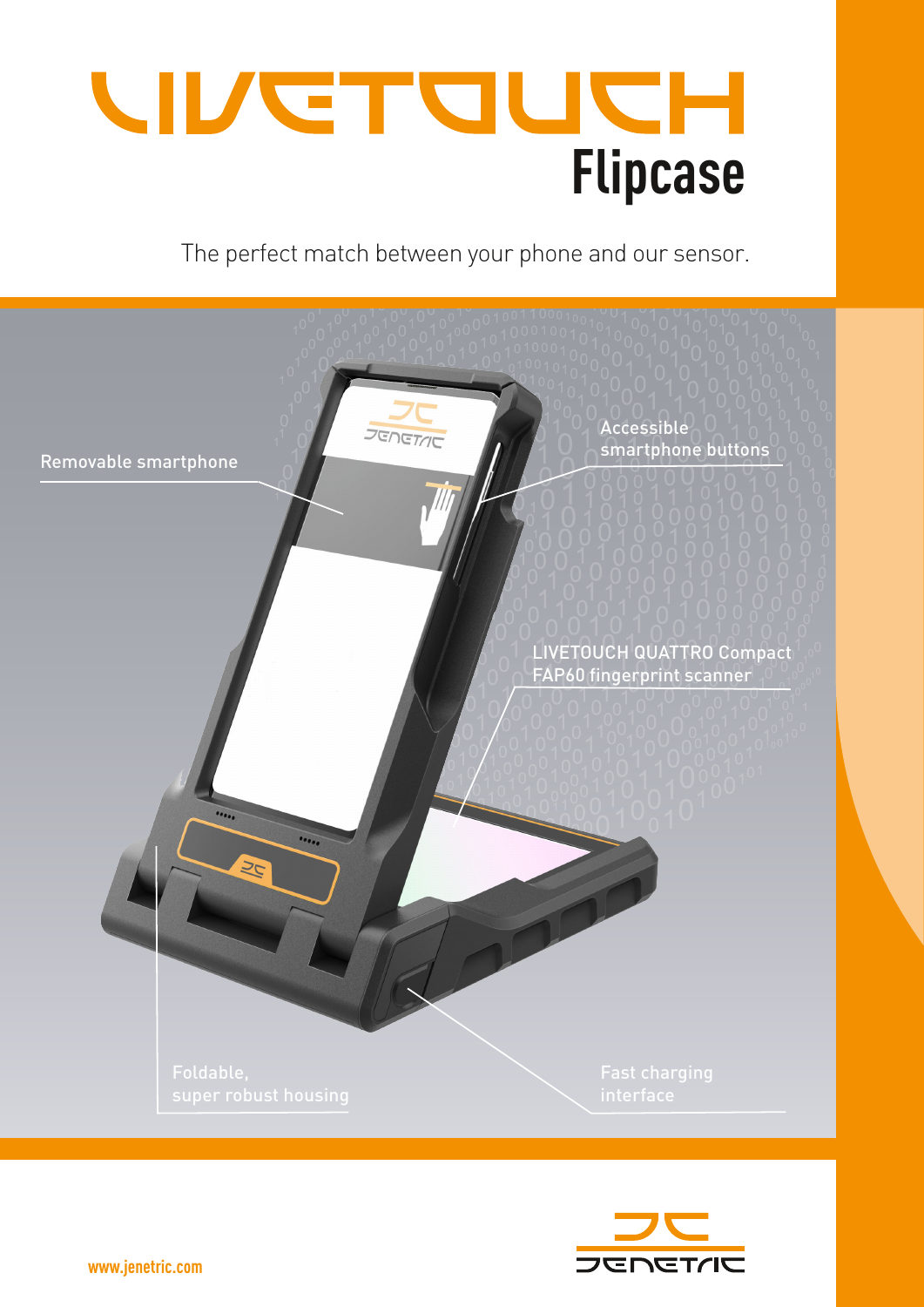# LIVETOUCH

## Flipcase

The perfect match between your phone and our sensor.

Removable smartphone

Accessible smartphone buttons

LIVETOUCH QUATTRO Compact FAP60 fingerprint scanner

Foldable, super robust housing

Fast charging interface

www.jenetric.com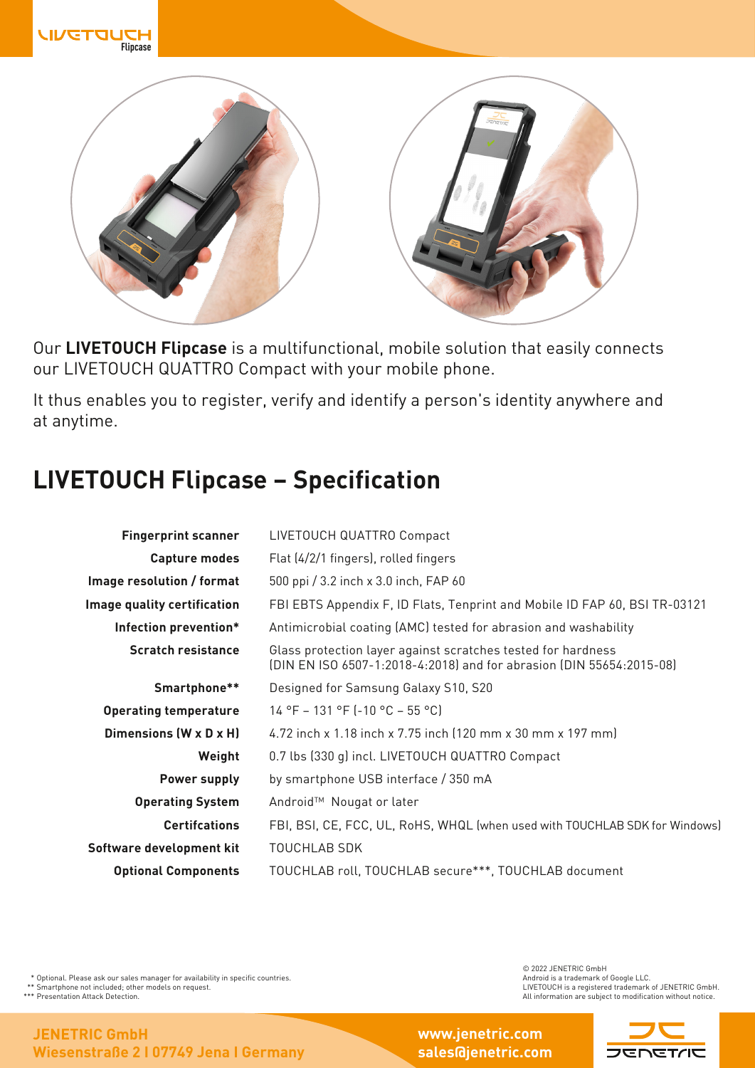Our **LIVETOUCH Flipcase** is a multifunctional, mobile solution that easily connects our LIVETOUCH QUATTRO Compact with your mobile phone.

It thus enables you to register, verify and identify a person's identity anywhere and at anytime.

## LIVETOUCH Flipcase – Specification

| | |
|---|---|
| **Fingerprint scanner** | LIVETOUCH QUATTRO Compact |
| **Capture modes** | Flat (4/2/1 fingers), rolled fingers |
| **Image resolution / format** | 500 ppi / 3.2 inch x 3.0 inch, FAP 60 |
| **Image quality certification** | FBI EBTS Appendix F, ID Flats, Tenprint and Mobile ID FAP 60, BSI TR-03121 |
| **Infection prevention*** | Antimicrobial coating (AMC) tested for abrasion and washability |
| **Scratch resistance** | Glass protection layer against scratches tested for hardness (DIN EN ISO 6507-1:2018-4:2018) and for abrasion (DIN 55654:2015-08) |
| **Smartphone**** | Designed for Samsung Galaxy S10, S20 |
| **Operating temperature** | 14 °F – 131 °F (-10 °C – 55 °C) |
| **Dimensions (W x D x H)** | 4.72 inch x 1.18 inch x 7.75 inch (120 mm x 30 mm x 197 mm) |
| **Weight** | 0.7 lbs (330 g) incl. LIVETOUCH QUATTRO Compact |
| **Power supply** | by smartphone USB interface / 350 mA |
| **Operating System** | Android™ Nougat or later |
| **Certifcations** | FBI, BSI, CE, FCC, UL, RoHS, WHQL (when used with TOUCHLAB SDK for Windows) |
| **Software development kit** | TOUCHLAB SDK |
| **Optional Components** | TOUCHLAB roll, TOUCHLAB secure***, TOUCHLAB document |

\* Optional. Please ask our sales manager for availability in specific countries.
** Smartphone not included; other models on request.
*** Presentation Attack Detection.

© 2022 JENETRIC GmbH
Android is a trademark of Google LLC.
LIVETOUCH is a registered trademark of JENETRIC GmbH.
All information are subject to modification without notice.

**JENETRIC GmbH**
**Wiesenstraße 2 I 07749 Jena I Germany**

**www.jenetric.com**
**sales@jenetric.com**